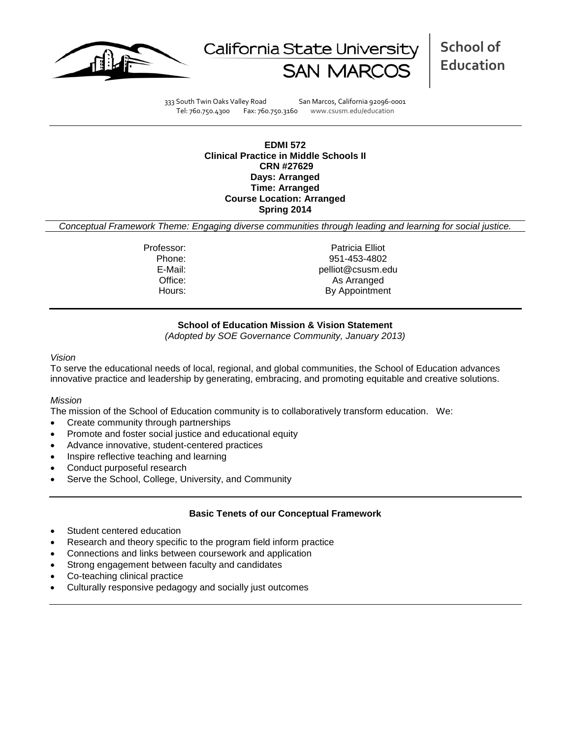California State University SAN MARCOS

**School of Education**

333 South Twin Oaks Valley Road San Marcos, California 92096-0001
Tel: 760.750.4300 Fax: 760.750.3160 www.csusm.edu/education

**EDMI 572**
**Clinical Practice in Middle Schools II**
**CRN #27629**
**Days: Arranged**
**Time: Arranged**
**Course Location: Arranged**
**Spring 2014**

*Conceptual Framework Theme: Engaging diverse communities through leading and learning for social justice.*

| | |
|---|---|
| Professor: | Patricia Elliot |
| Phone: | 951-453-4802 |
| E-Mail: | pelliot@csusm.edu |
| Office: | As Arranged |
| Hours: | By Appointment |

## School of Education Mission & Vision Statement

*(Adopted by SOE Governance Community, January 2013)*

*Vision*

To serve the educational needs of local, regional, and global communities, the School of Education advances innovative practice and leadership by generating, embracing, and promoting equitable and creative solutions.

*Mission*

The mission of the School of Education community is to collaboratively transform education. We:

- Create community through partnerships
- Promote and foster social justice and educational equity
- Advance innovative, student-centered practices
- Inspire reflective teaching and learning
- Conduct purposeful research
- Serve the School, College, University, and Community

## Basic Tenets of our Conceptual Framework

- Student centered education
- Research and theory specific to the program field inform practice
- Connections and links between coursework and application
- Strong engagement between faculty and candidates
- Co-teaching clinical practice
- Culturally responsive pedagogy and socially just outcomes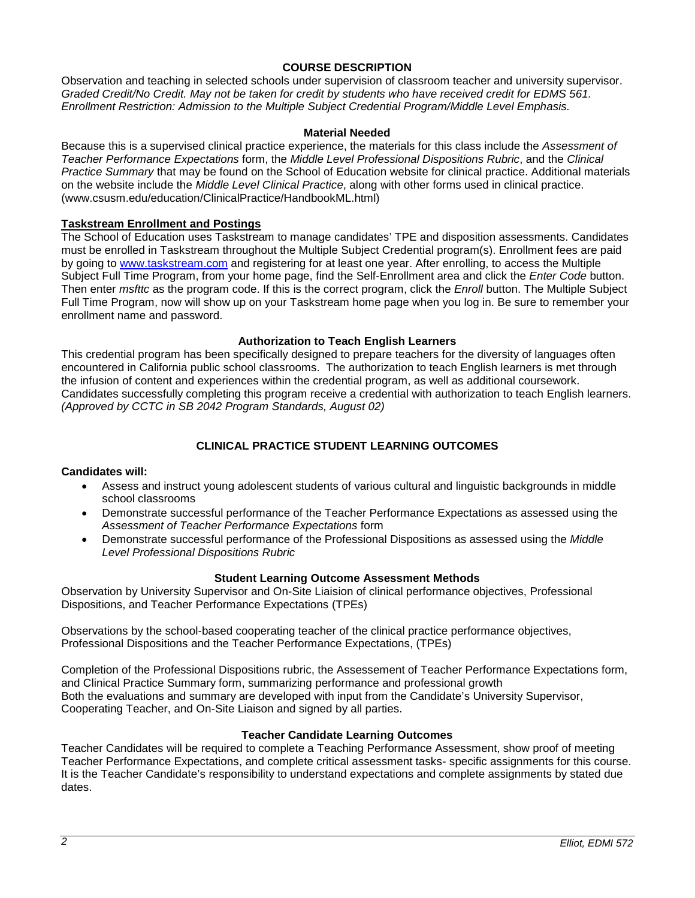## COURSE DESCRIPTION

Observation and teaching in selected schools under supervision of classroom teacher and university supervisor. *Graded Credit/No Credit. May not be taken for credit by students who have received credit for EDMS 561. Enrollment Restriction: Admission to the Multiple Subject Credential Program/Middle Level Emphasis.*

### Material Needed

Because this is a supervised clinical practice experience, the materials for this class include the *Assessment of Teacher Performance Expectations* form, the *Middle Level Professional Dispositions Rubric*, and the *Clinical Practice Summary* that may be found on the School of Education website for clinical practice. Additional materials on the website include the *Middle Level Clinical Practice*, along with other forms used in clinical practice. (www.csusm.edu/education/ClinicalPractice/HandbookML.html)

### Taskstream Enrollment and Postings

The School of Education uses Taskstream to manage candidates' TPE and disposition assessments. Candidates must be enrolled in Taskstream throughout the Multiple Subject Credential program(s). Enrollment fees are paid by going to www.taskstream.com and registering for at least one year. After enrolling, to access the Multiple Subject Full Time Program, from your home page, find the Self-Enrollment area and click the *Enter Code* button. Then enter *msfttc* as the program code. If this is the correct program, click the *Enroll* button. The Multiple Subject Full Time Program, now will show up on your Taskstream home page when you log in. Be sure to remember your enrollment name and password.

### Authorization to Teach English Learners

This credential program has been specifically designed to prepare teachers for the diversity of languages often encountered in California public school classrooms. The authorization to teach English learners is met through the infusion of content and experiences within the credential program, as well as additional coursework. Candidates successfully completing this program receive a credential with authorization to teach English learners. *(Approved by CCTC in SB 2042 Program Standards, August 02)*

## CLINICAL PRACTICE STUDENT LEARNING OUTCOMES

**Candidates will:**

- Assess and instruct young adolescent students of various cultural and linguistic backgrounds in middle school classrooms
- Demonstrate successful performance of the Teacher Performance Expectations as assessed using the *Assessment of Teacher Performance Expectations* form
- Demonstrate successful performance of the Professional Dispositions as assessed using the *Middle Level Professional Dispositions Rubric*

### Student Learning Outcome Assessment Methods

Observation by University Supervisor and On-Site Liaision of clinical performance objectives, Professional Dispositions, and Teacher Performance Expectations (TPEs)

Observations by the school-based cooperating teacher of the clinical practice performance objectives, Professional Dispositions and the Teacher Performance Expectations, (TPEs)

Completion of the Professional Dispositions rubric, the Assessement of Teacher Performance Expectations form, and Clinical Practice Summary form, summarizing performance and professional growth
Both the evaluations and summary are developed with input from the Candidate's University Supervisor, Cooperating Teacher, and On-Site Liaison and signed by all parties.

### Teacher Candidate Learning Outcomes

Teacher Candidates will be required to complete a Teaching Performance Assessment, show proof of meeting Teacher Performance Expectations, and complete critical assessment tasks- specific assignments for this course. It is the Teacher Candidate's responsibility to understand expectations and complete assignments by stated due dates.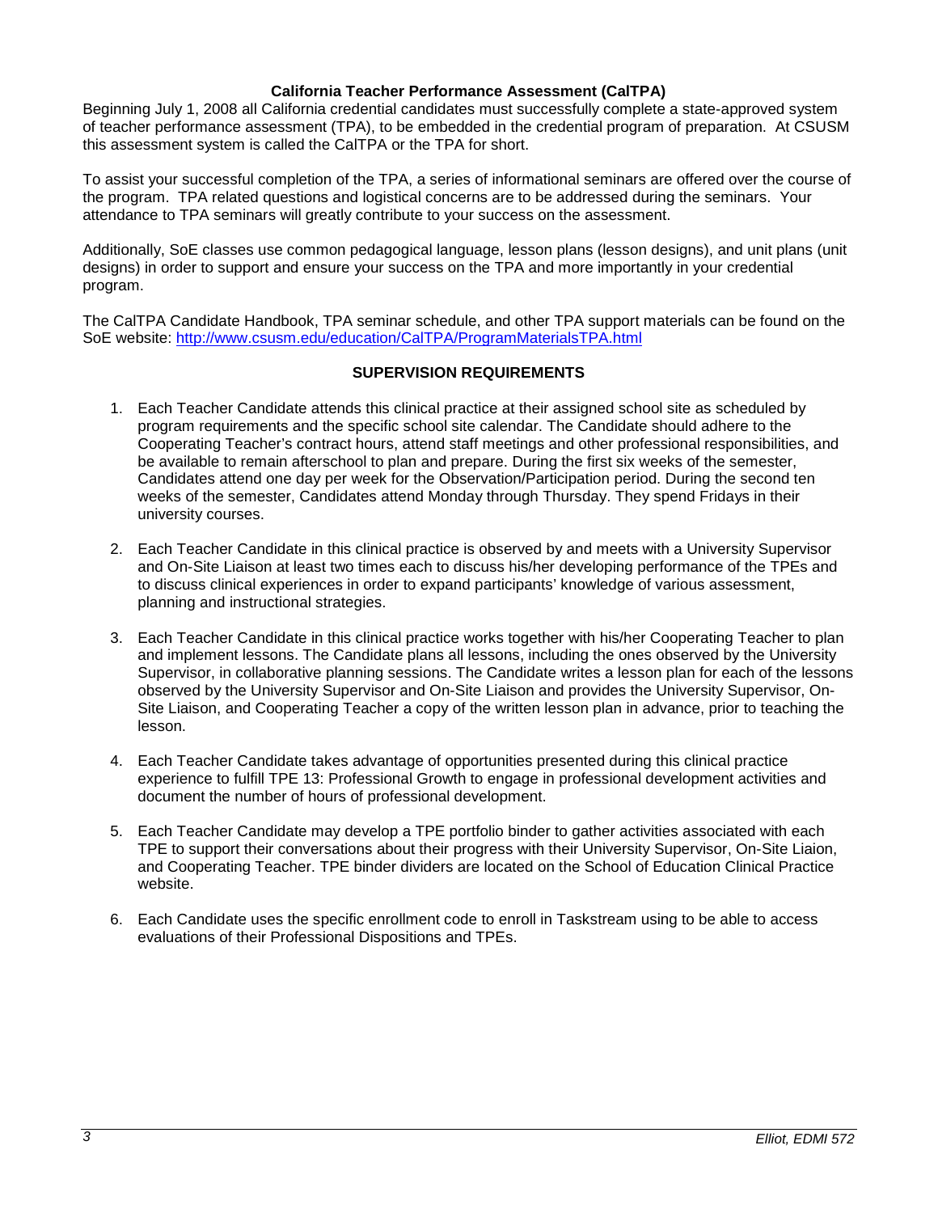## California Teacher Performance Assessment (CalTPA)

Beginning July 1, 2008 all California credential candidates must successfully complete a state-approved system of teacher performance assessment (TPA), to be embedded in the credential program of preparation. At CSUSM this assessment system is called the CalTPA or the TPA for short.

To assist your successful completion of the TPA, a series of informational seminars are offered over the course of the program. TPA related questions and logistical concerns are to be addressed during the seminars. Your attendance to TPA seminars will greatly contribute to your success on the assessment.

Additionally, SoE classes use common pedagogical language, lesson plans (lesson designs), and unit plans (unit designs) in order to support and ensure your success on the TPA and more importantly in your credential program.

The CalTPA Candidate Handbook, TPA seminar schedule, and other TPA support materials can be found on the SoE website: [http://www.csusm.edu/education/CalTPA/ProgramMaterialsTPA.html](http://www.csusm.edu/education/CalTPA/ProgramMaterialsTPA.html)

## SUPERVISION REQUIREMENTS

1. Each Teacher Candidate attends this clinical practice at their assigned school site as scheduled by program requirements and the specific school site calendar. The Candidate should adhere to the Cooperating Teacher's contract hours, attend staff meetings and other professional responsibilities, and be available to remain afterschool to plan and prepare. During the first six weeks of the semester, Candidates attend one day per week for the Observation/Participation period. During the second ten weeks of the semester, Candidates attend Monday through Thursday. They spend Fridays in their university courses.

2. Each Teacher Candidate in this clinical practice is observed by and meets with a University Supervisor and On-Site Liaison at least two times each to discuss his/her developing performance of the TPEs and to discuss clinical experiences in order to expand participants' knowledge of various assessment, planning and instructional strategies.

3. Each Teacher Candidate in this clinical practice works together with his/her Cooperating Teacher to plan and implement lessons. The Candidate plans all lessons, including the ones observed by the University Supervisor, in collaborative planning sessions. The Candidate writes a lesson plan for each of the lessons observed by the University Supervisor and On-Site Liaison and provides the University Supervisor, On-Site Liaison, and Cooperating Teacher a copy of the written lesson plan in advance, prior to teaching the lesson.

4. Each Teacher Candidate takes advantage of opportunities presented during this clinical practice experience to fulfill TPE 13: Professional Growth to engage in professional development activities and document the number of hours of professional development.

5. Each Teacher Candidate may develop a TPE portfolio binder to gather activities associated with each TPE to support their conversations about their progress with their University Supervisor, On-Site Liaion, and Cooperating Teacher. TPE binder dividers are located on the School of Education Clinical Practice website.

6. Each Candidate uses the specific enrollment code to enroll in Taskstream using to be able to access evaluations of their Professional Dispositions and TPEs.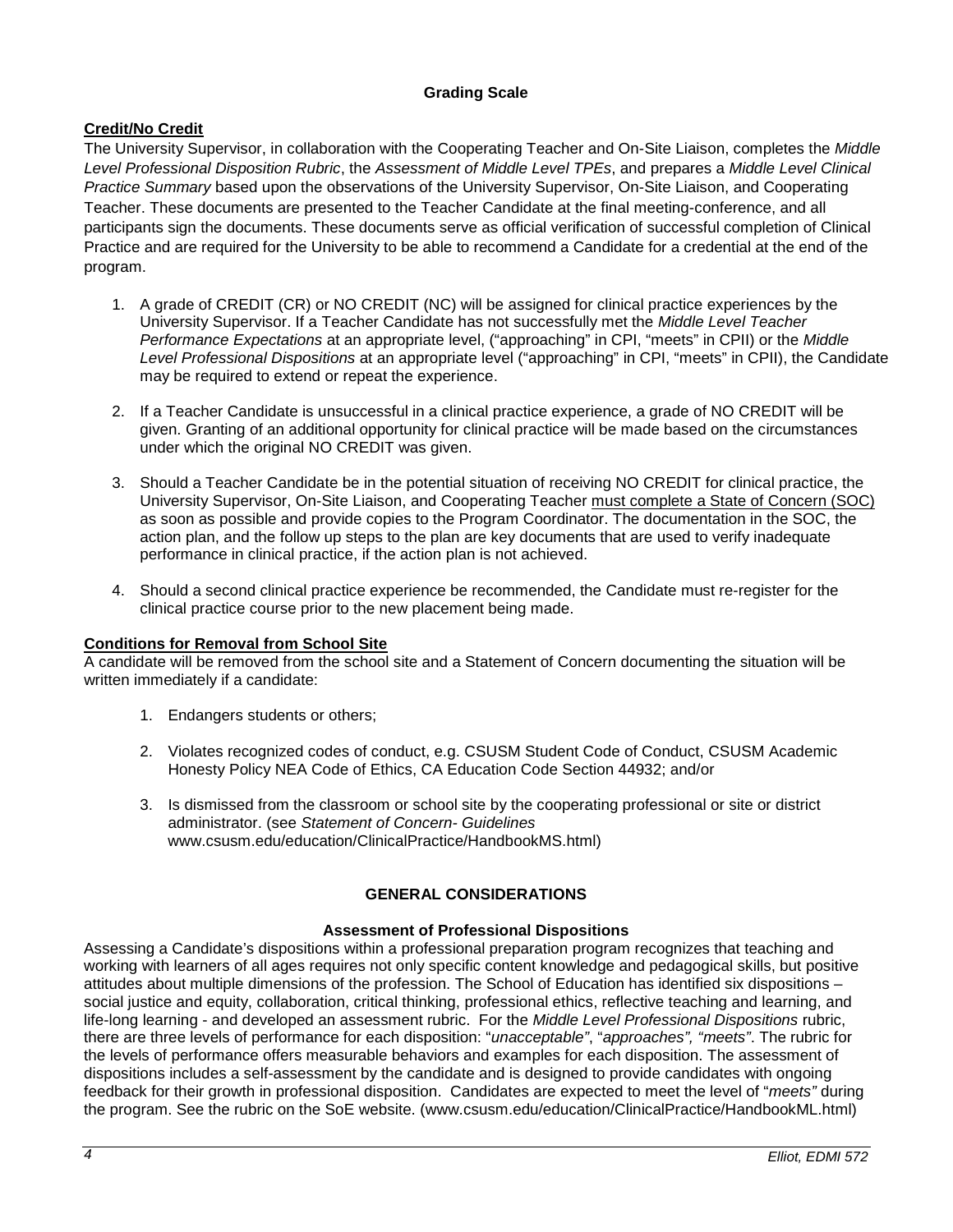## Grading Scale

**Credit/No Credit**

The University Supervisor, in collaboration with the Cooperating Teacher and On-Site Liaison, completes the *Middle Level Professional Disposition Rubric*, the *Assessment of Middle Level TPEs*, and prepares a *Middle Level Clinical Practice Summary* based upon the observations of the University Supervisor, On-Site Liaison, and Cooperating Teacher. These documents are presented to the Teacher Candidate at the final meeting-conference, and all participants sign the documents. These documents serve as official verification of successful completion of Clinical Practice and are required for the University to be able to recommend a Candidate for a credential at the end of the program.

1. A grade of CREDIT (CR) or NO CREDIT (NC) will be assigned for clinical practice experiences by the University Supervisor. If a Teacher Candidate has not successfully met the *Middle Level Teacher Performance Expectations* at an appropriate level, ("approaching" in CPI, "meets" in CPII) or the *Middle Level Professional Dispositions* at an appropriate level ("approaching" in CPI, "meets" in CPII), the Candidate may be required to extend or repeat the experience.
2. If a Teacher Candidate is unsuccessful in a clinical practice experience, a grade of NO CREDIT will be given. Granting of an additional opportunity for clinical practice will be made based on the circumstances under which the original NO CREDIT was given.
3. Should a Teacher Candidate be in the potential situation of receiving NO CREDIT for clinical practice, the University Supervisor, On-Site Liaison, and Cooperating Teacher <u>must complete a State of Concern (SOC)</u> as soon as possible and provide copies to the Program Coordinator. The documentation in the SOC, the action plan, and the follow up steps to the plan are key documents that are used to verify inadequate performance in clinical practice, if the action plan is not achieved.
4. Should a second clinical practice experience be recommended, the Candidate must re-register for the clinical practice course prior to the new placement being made.

**Conditions for Removal from School Site**

A candidate will be removed from the school site and a Statement of Concern documenting the situation will be written immediately if a candidate:

1. Endangers students or others;
2. Violates recognized codes of conduct, e.g. CSUSM Student Code of Conduct, CSUSM Academic Honesty Policy NEA Code of Ethics, CA Education Code Section 44932; and/or
3. Is dismissed from the classroom or school site by the cooperating professional or site or district administrator. (see *Statement of Concern- Guidelines* www.csusm.edu/education/ClinicalPractice/HandbookMS.html)

## GENERAL CONSIDERATIONS

### Assessment of Professional Dispositions

Assessing a Candidate's dispositions within a professional preparation program recognizes that teaching and working with learners of all ages requires not only specific content knowledge and pedagogical skills, but positive attitudes about multiple dimensions of the profession. The School of Education has identified six dispositions – social justice and equity, collaboration, critical thinking, professional ethics, reflective teaching and learning, and life-long learning - and developed an assessment rubric. For the *Middle Level Professional Dispositions* rubric, there are three levels of performance for each disposition: "*unacceptable*", "*approaches", "meets"*. The rubric for the levels of performance offers measurable behaviors and examples for each disposition. The assessment of dispositions includes a self-assessment by the candidate and is designed to provide candidates with ongoing feedback for their growth in professional disposition. Candidates are expected to meet the level of "*meets"* during the program. See the rubric on the SoE website. (www.csusm.edu/education/ClinicalPractice/HandbookML.html)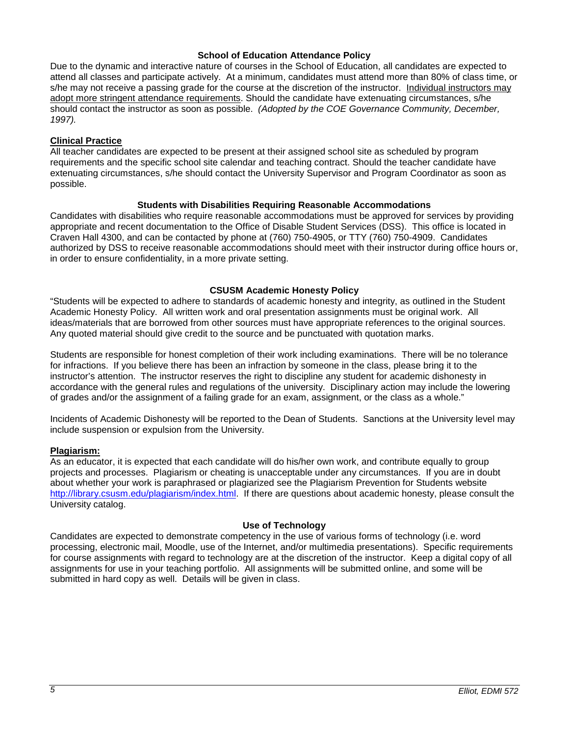## School of Education Attendance Policy

Due to the dynamic and interactive nature of courses in the School of Education, all candidates are expected to attend all classes and participate actively. At a minimum, candidates must attend more than 80% of class time, or s/he may not receive a passing grade for the course at the discretion of the instructor. <u>Individual instructors may adopt more stringent attendance requirements</u>. Should the candidate have extenuating circumstances, s/he should contact the instructor as soon as possible. *(Adopted by the COE Governance Community, December, 1997).*

### Clinical Practice

All teacher candidates are expected to be present at their assigned school site as scheduled by program requirements and the specific school site calendar and teaching contract. Should the teacher candidate have extenuating circumstances, s/he should contact the University Supervisor and Program Coordinator as soon as possible.

## Students with Disabilities Requiring Reasonable Accommodations

Candidates with disabilities who require reasonable accommodations must be approved for services by providing appropriate and recent documentation to the Office of Disable Student Services (DSS). This office is located in Craven Hall 4300, and can be contacted by phone at (760) 750-4905, or TTY (760) 750-4909. Candidates authorized by DSS to receive reasonable accommodations should meet with their instructor during office hours or, in order to ensure confidentiality, in a more private setting.

## CSUSM Academic Honesty Policy

"Students will be expected to adhere to standards of academic honesty and integrity, as outlined in the Student Academic Honesty Policy. All written work and oral presentation assignments must be original work. All ideas/materials that are borrowed from other sources must have appropriate references to the original sources. Any quoted material should give credit to the source and be punctuated with quotation marks.

Students are responsible for honest completion of their work including examinations. There will be no tolerance for infractions. If you believe there has been an infraction by someone in the class, please bring it to the instructor's attention. The instructor reserves the right to discipline any student for academic dishonesty in accordance with the general rules and regulations of the university. Disciplinary action may include the lowering of grades and/or the assignment of a failing grade for an exam, assignment, or the class as a whole."

Incidents of Academic Dishonesty will be reported to the Dean of Students. Sanctions at the University level may include suspension or expulsion from the University.

### Plagiarism:

As an educator, it is expected that each candidate will do his/her own work, and contribute equally to group projects and processes. Plagiarism or cheating is unacceptable under any circumstances. If you are in doubt about whether your work is paraphrased or plagiarized see the Plagiarism Prevention for Students website [http://library.csusm.edu/plagiarism/index.html](http://library.csusm.edu/plagiarism/index.html). If there are questions about academic honesty, please consult the University catalog.

## Use of Technology

Candidates are expected to demonstrate competency in the use of various forms of technology (i.e. word processing, electronic mail, Moodle, use of the Internet, and/or multimedia presentations). Specific requirements for course assignments with regard to technology are at the discretion of the instructor. Keep a digital copy of all assignments for use in your teaching portfolio. All assignments will be submitted online, and some will be submitted in hard copy as well. Details will be given in class.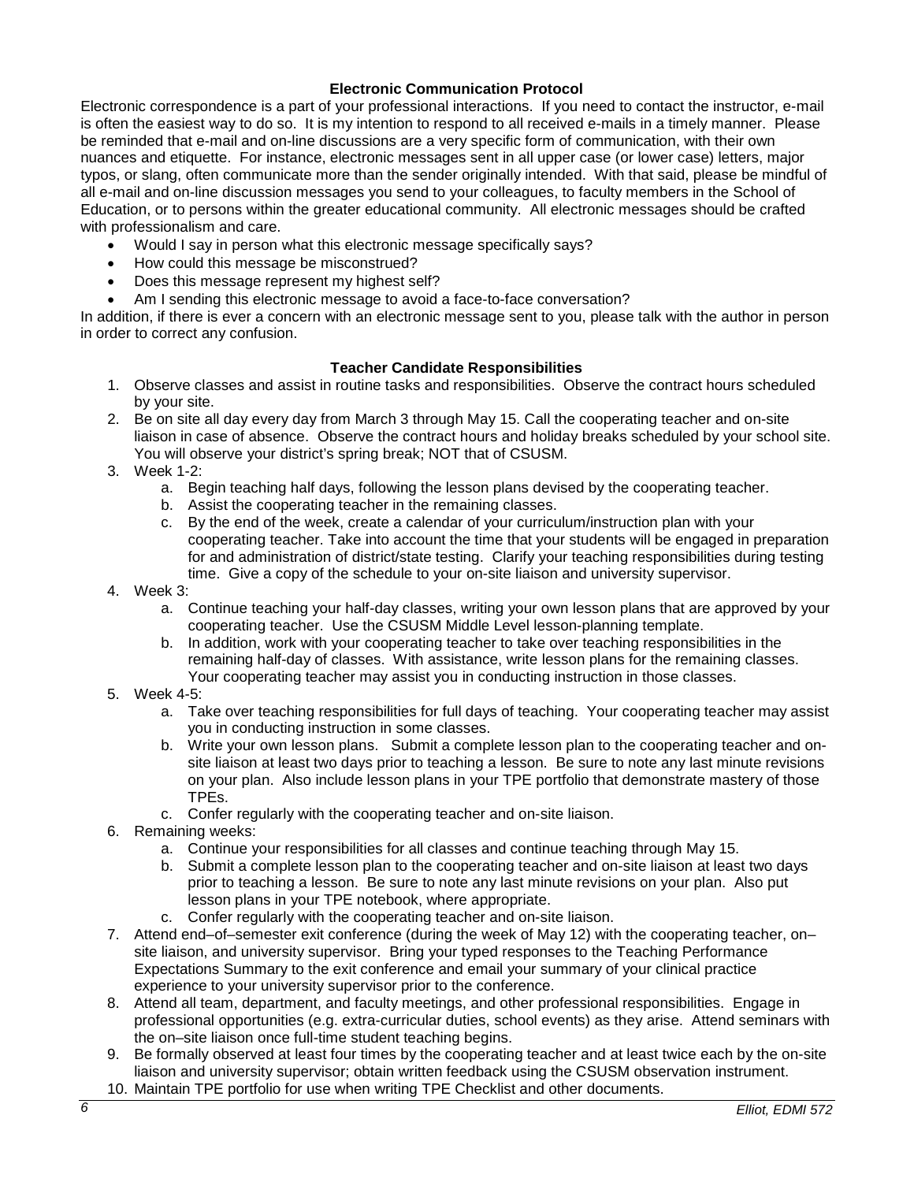## Electronic Communication Protocol

Electronic correspondence is a part of your professional interactions. If you need to contact the instructor, e-mail is often the easiest way to do so. It is my intention to respond to all received e-mails in a timely manner. Please be reminded that e-mail and on-line discussions are a very specific form of communication, with their own nuances and etiquette. For instance, electronic messages sent in all upper case (or lower case) letters, major typos, or slang, often communicate more than the sender originally intended. With that said, please be mindful of all e-mail and on-line discussion messages you send to your colleagues, to faculty members in the School of Education, or to persons within the greater educational community. All electronic messages should be crafted with professionalism and care.

- Would I say in person what this electronic message specifically says?
- How could this message be misconstrued?
- Does this message represent my highest self?
- Am I sending this electronic message to avoid a face-to-face conversation?

In addition, if there is ever a concern with an electronic message sent to you, please talk with the author in person in order to correct any confusion.

## Teacher Candidate Responsibilities

1. Observe classes and assist in routine tasks and responsibilities. Observe the contract hours scheduled by your site.
2. Be on site all day every day from March 3 through May 15. Call the cooperating teacher and on-site liaison in case of absence. Observe the contract hours and holiday breaks scheduled by your school site. You will observe your district's spring break; NOT that of CSUSM.
3. Week 1-2:
   a. Begin teaching half days, following the lesson plans devised by the cooperating teacher.
   b. Assist the cooperating teacher in the remaining classes.
   c. By the end of the week, create a calendar of your curriculum/instruction plan with your cooperating teacher. Take into account the time that your students will be engaged in preparation for and administration of district/state testing. Clarify your teaching responsibilities during testing time. Give a copy of the schedule to your on-site liaison and university supervisor.
4. Week 3:
   a. Continue teaching your half-day classes, writing your own lesson plans that are approved by your cooperating teacher. Use the CSUSM Middle Level lesson-planning template.
   b. In addition, work with your cooperating teacher to take over teaching responsibilities in the remaining half-day of classes. With assistance, write lesson plans for the remaining classes. Your cooperating teacher may assist you in conducting instruction in those classes.
5. Week 4-5:
   a. Take over teaching responsibilities for full days of teaching. Your cooperating teacher may assist you in conducting instruction in some classes.
   b. Write your own lesson plans. Submit a complete lesson plan to the cooperating teacher and on-site liaison at least two days prior to teaching a lesson. Be sure to note any last minute revisions on your plan. Also include lesson plans in your TPE portfolio that demonstrate mastery of those TPEs.
   c. Confer regularly with the cooperating teacher and on-site liaison.
6. Remaining weeks:
   a. Continue your responsibilities for all classes and continue teaching through May 15.
   b. Submit a complete lesson plan to the cooperating teacher and on-site liaison at least two days prior to teaching a lesson. Be sure to note any last minute revisions on your plan. Also put lesson plans in your TPE notebook, where appropriate.
   c. Confer regularly with the cooperating teacher and on-site liaison.
7. Attend end–of–semester exit conference (during the week of May 12) with the cooperating teacher, on–site liaison, and university supervisor. Bring your typed responses to the Teaching Performance Expectations Summary to the exit conference and email your summary of your clinical practice experience to your university supervisor prior to the conference.
8. Attend all team, department, and faculty meetings, and other professional responsibilities. Engage in professional opportunities (e.g. extra-curricular duties, school events) as they arise. Attend seminars with the on–site liaison once full-time student teaching begins.
9. Be formally observed at least four times by the cooperating teacher and at least twice each by the on-site liaison and university supervisor; obtain written feedback using the CSUSM observation instrument.
10. Maintain TPE portfolio for use when writing TPE Checklist and other documents.